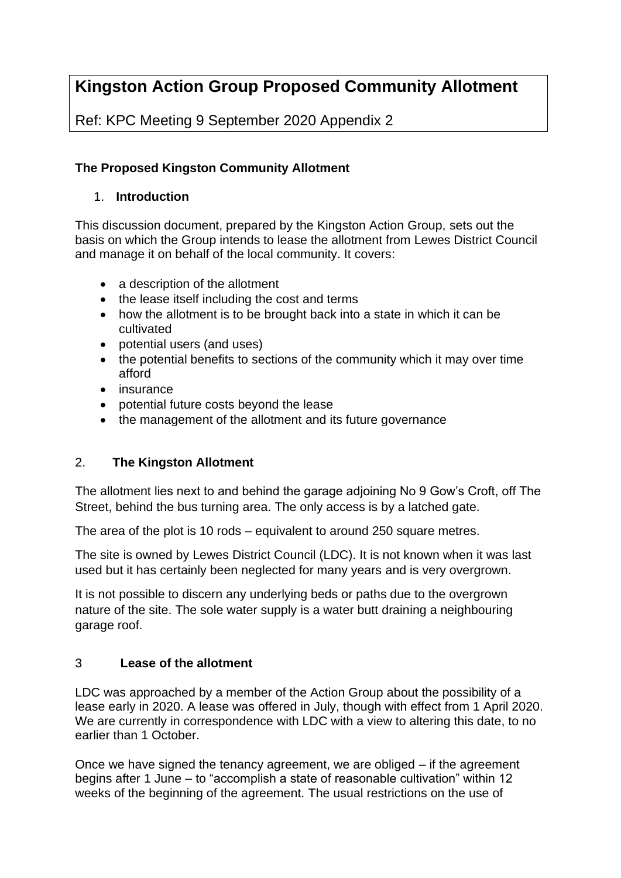# Kingston Action Group Proposed Community Allotment

Ref: KPC Meeting 9 September 2020 Appendix 2

**The Proposed Kingston Community Allotment**

## 1. Introduction

This discussion document, prepared by the Kingston Action Group, sets out the basis on which the Group intends to lease the allotment from Lewes District Council and manage it on behalf of the local community. It covers:

- a description of the allotment
- the lease itself including the cost and terms
- how the allotment is to be brought back into a state in which it can be cultivated
- potential users (and uses)
- the potential benefits to sections of the community which it may over time afford
- insurance
- potential future costs beyond the lease
- the management of the allotment and its future governance

## 2. The Kingston Allotment

The allotment lies next to and behind the garage adjoining No 9 Gow's Croft, off The Street, behind the bus turning area. The only access is by a latched gate.

The area of the plot is 10 rods – equivalent to around 250 square metres.

The site is owned by Lewes District Council (LDC). It is not known when it was last used but it has certainly been neglected for many years and is very overgrown.

It is not possible to discern any underlying beds or paths due to the overgrown nature of the site. The sole water supply is a water butt draining a neighbouring garage roof.

## 3 Lease of the allotment

LDC was approached by a member of the Action Group about the possibility of a lease early in 2020. A lease was offered in July, though with effect from 1 April 2020. We are currently in correspondence with LDC with a view to altering this date, to no earlier than 1 October.

Once we have signed the tenancy agreement, we are obliged – if the agreement begins after 1 June – to "accomplish a state of reasonable cultivation" within 12 weeks of the beginning of the agreement. The usual restrictions on the use of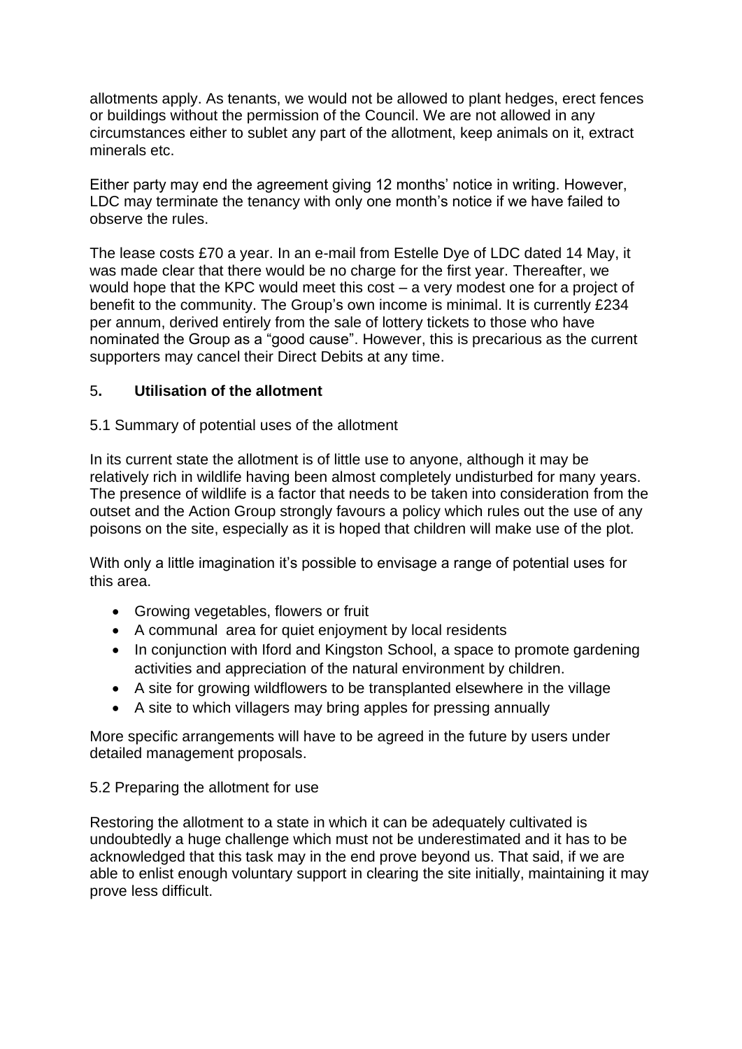allotments apply. As tenants, we would not be allowed to plant hedges, erect fences or buildings without the permission of the Council. We are not allowed in any circumstances either to sublet any part of the allotment, keep animals on it, extract minerals etc.

Either party may end the agreement giving 12 months' notice in writing. However, LDC may terminate the tenancy with only one month's notice if we have failed to observe the rules.

The lease costs £70 a year. In an e-mail from Estelle Dye of LDC dated 14 May, it was made clear that there would be no charge for the first year. Thereafter, we would hope that the KPC would meet this cost – a very modest one for a project of benefit to the community. The Group's own income is minimal. It is currently £234 per annum, derived entirely from the sale of lottery tickets to those who have nominated the Group as a "good cause". However, this is precarious as the current supporters may cancel their Direct Debits at any time.

## 5. Utilisation of the allotment

5.1 Summary of potential uses of the allotment

In its current state the allotment is of little use to anyone, although it may be relatively rich in wildlife having been almost completely undisturbed for many years. The presence of wildlife is a factor that needs to be taken into consideration from the outset and the Action Group strongly favours a policy which rules out the use of any poisons on the site, especially as it is hoped that children will make use of the plot.

With only a little imagination it's possible to envisage a range of potential uses for this area.

- Growing vegetables, flowers or fruit
- A communal area for quiet enjoyment by local residents
- In conjunction with Iford and Kingston School, a space to promote gardening activities and appreciation of the natural environment by children.
- A site for growing wildflowers to be transplanted elsewhere in the village
- A site to which villagers may bring apples for pressing annually

More specific arrangements will have to be agreed in the future by users under detailed management proposals.

5.2 Preparing the allotment for use

Restoring the allotment to a state in which it can be adequately cultivated is undoubtedly a huge challenge which must not be underestimated and it has to be acknowledged that this task may in the end prove beyond us. That said, if we are able to enlist enough voluntary support in clearing the site initially, maintaining it may prove less difficult.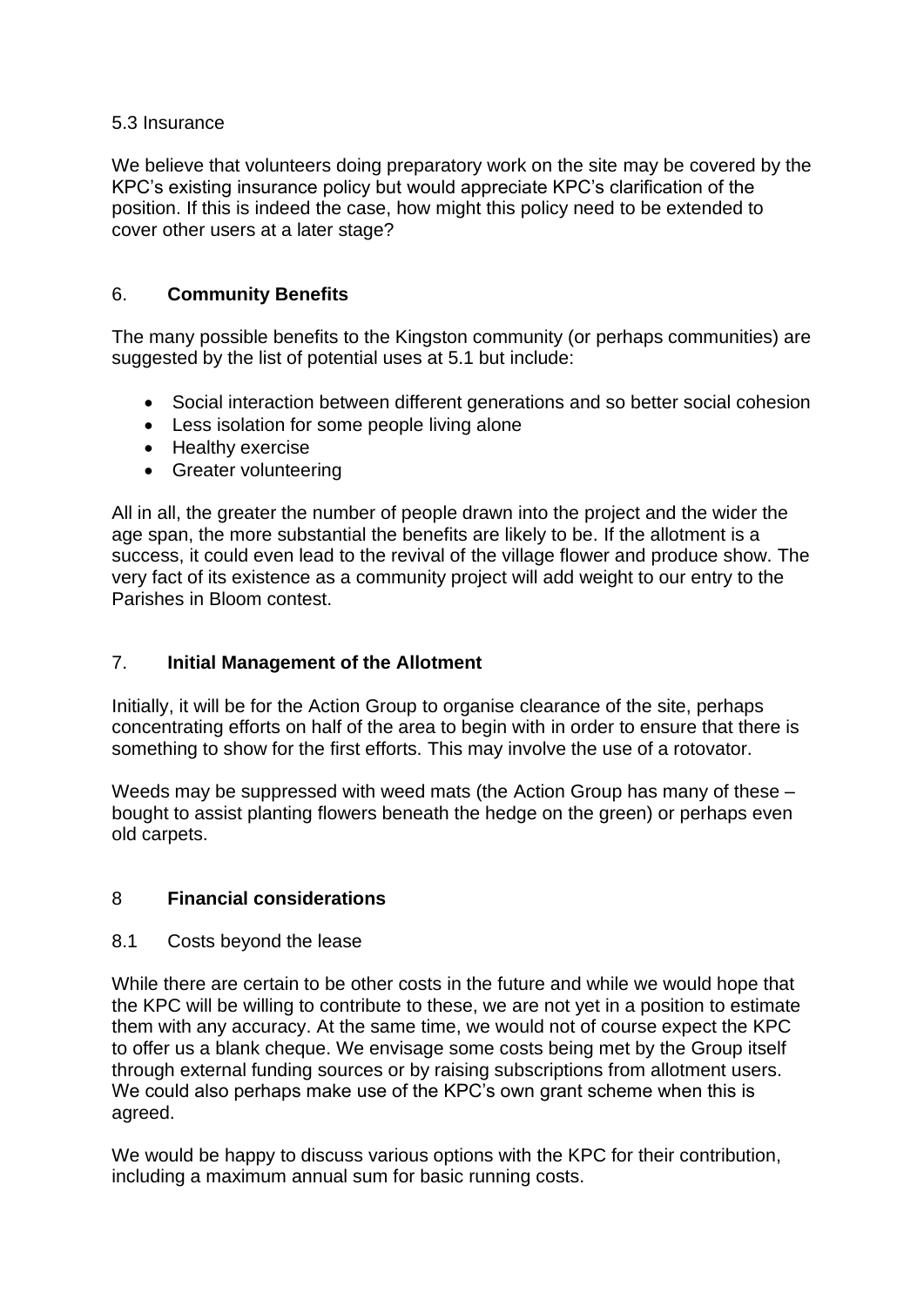5.3 Insurance

We believe that volunteers doing preparatory work on the site may be covered by the KPC's existing insurance policy but would appreciate KPC's clarification of the position. If this is indeed the case, how might this policy need to be extended to cover other users at a later stage?

## 6. Community Benefits

The many possible benefits to the Kingston community (or perhaps communities) are suggested by the list of potential uses at 5.1 but include:

- Social interaction between different generations and so better social cohesion
- Less isolation for some people living alone
- Healthy exercise
- Greater volunteering

All in all, the greater the number of people drawn into the project and the wider the age span, the more substantial the benefits are likely to be. If the allotment is a success, it could even lead to the revival of the village flower and produce show. The very fact of its existence as a community project will add weight to our entry to the Parishes in Bloom contest.

## 7. Initial Management of the Allotment

Initially, it will be for the Action Group to organise clearance of the site, perhaps concentrating efforts on half of the area to begin with in order to ensure that there is something to show for the first efforts. This may involve the use of a rotovator.

Weeds may be suppressed with weed mats (the Action Group has many of these – bought to assist planting flowers beneath the hedge on the green) or perhaps even old carpets.

## 8 Financial considerations

8.1 Costs beyond the lease

While there are certain to be other costs in the future and while we would hope that the KPC will be willing to contribute to these, we are not yet in a position to estimate them with any accuracy. At the same time, we would not of course expect the KPC to offer us a blank cheque. We envisage some costs being met by the Group itself through external funding sources or by raising subscriptions from allotment users. We could also perhaps make use of the KPC's own grant scheme when this is agreed.

We would be happy to discuss various options with the KPC for their contribution, including a maximum annual sum for basic running costs.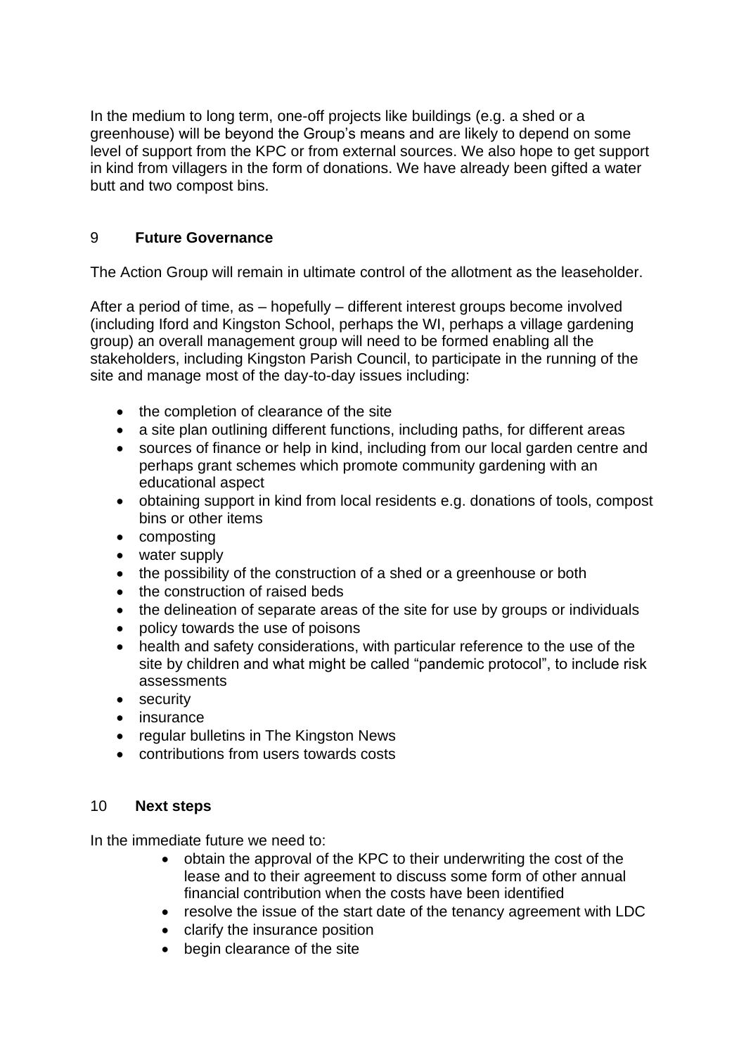In the medium to long term, one-off projects like buildings (e.g. a shed or a greenhouse) will be beyond the Group's means and are likely to depend on some level of support from the KPC or from external sources. We also hope to get support in kind from villagers in the form of donations. We have already been gifted a water butt and two compost bins.

## 9 **Future Governance**

The Action Group will remain in ultimate control of the allotment as the leaseholder.

After a period of time, as – hopefully – different interest groups become involved (including Iford and Kingston School, perhaps the WI, perhaps a village gardening group) an overall management group will need to be formed enabling all the stakeholders, including Kingston Parish Council, to participate in the running of the site and manage most of the day-to-day issues including:

- the completion of clearance of the site
- a site plan outlining different functions, including paths, for different areas
- sources of finance or help in kind, including from our local garden centre and perhaps grant schemes which promote community gardening with an educational aspect
- obtaining support in kind from local residents e.g. donations of tools, compost bins or other items
- composting
- water supply
- the possibility of the construction of a shed or a greenhouse or both
- the construction of raised beds
- the delineation of separate areas of the site for use by groups or individuals
- policy towards the use of poisons
- health and safety considerations, with particular reference to the use of the site by children and what might be called "pandemic protocol", to include risk assessments
- security
- insurance
- regular bulletins in The Kingston News
- contributions from users towards costs

## 10 **Next steps**

In the immediate future we need to:

- obtain the approval of the KPC to their underwriting the cost of the lease and to their agreement to discuss some form of other annual financial contribution when the costs have been identified
- resolve the issue of the start date of the tenancy agreement with LDC
- clarify the insurance position
- begin clearance of the site